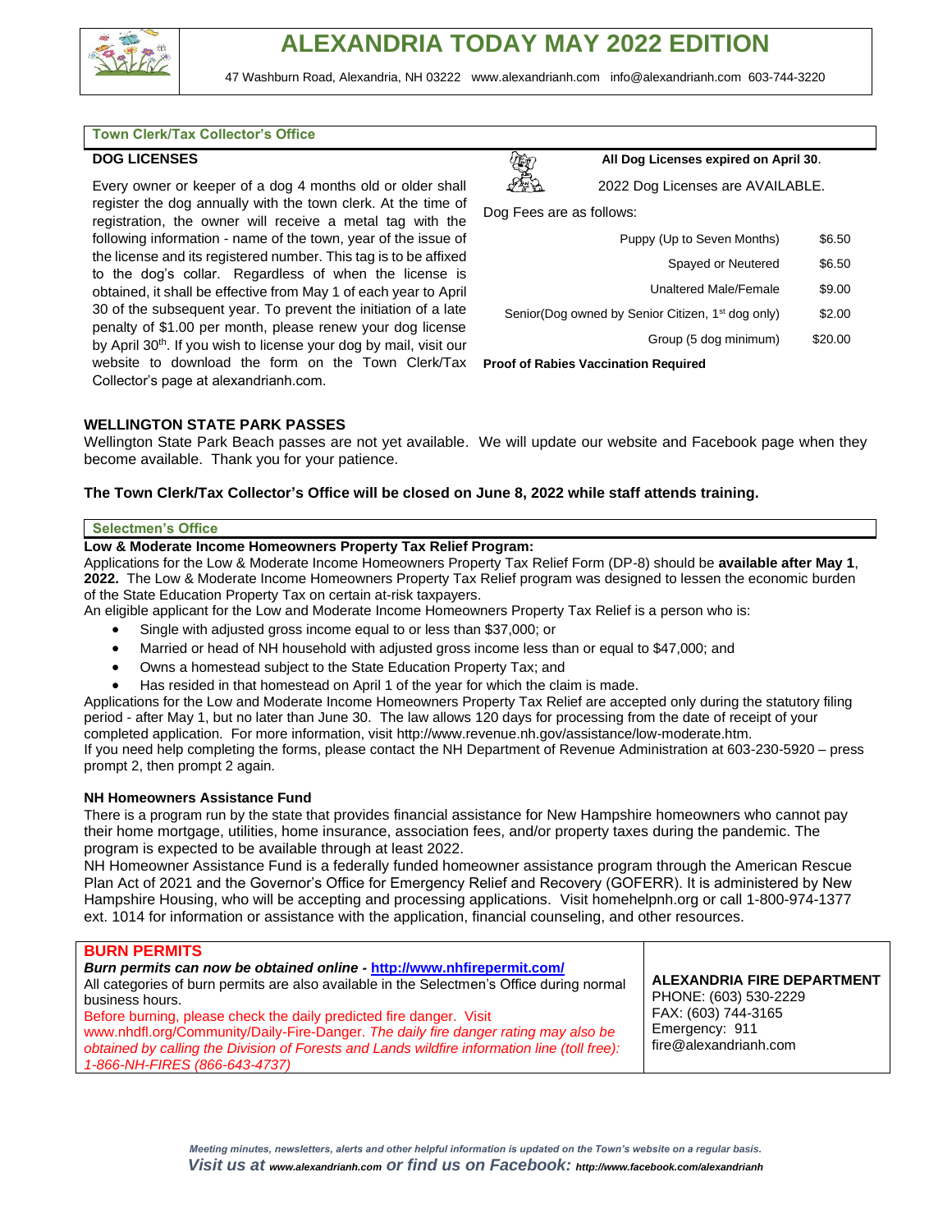# ALEXANDRIA TODAY MAY 2022 EDITION

47 Washburn Road, Alexandria, NH 03222 www.alexandrianh.com info@alexandrianh.com 603-744-3220

## Town Clerk/Tax Collector's Office

### DOG LICENSES

Every owner or keeper of a dog 4 months old or older shall register the dog annually with the town clerk. At the time of registration, the owner will receive a metal tag with the following information - name of the town, year of the issue of the license and its registered number. This tag is to be affixed to the dog's collar. Regardless of when the license is obtained, it shall be effective from May 1 of each year to April 30 of the subsequent year. To prevent the initiation of a late penalty of $1.00 per month, please renew your dog license by April 30th. If you wish to license your dog by mail, visit our website to download the form on the Town Clerk/Tax Collector's page at alexandrianh.com.

**All Dog Licenses expired on April 30.**

2022 Dog Licenses are AVAILABLE.

Dog Fees are as follows:

| Type | Fee |
|---|---|
| Puppy (Up to Seven Months) | $6.50 |
| Spayed or Neutered | $6.50 |
| Unaltered Male/Female | $9.00 |
| Senior(Dog owned by Senior Citizen, 1st dog only) | $2.00 |
| Group (5 dog minimum) | $20.00 |

**Proof of Rabies Vaccination Required**

### WELLINGTON STATE PARK PASSES

Wellington State Park Beach passes are not yet available. We will update our website and Facebook page when they become available. Thank you for your patience.

**The Town Clerk/Tax Collector's Office will be closed on June 8, 2022 while staff attends training.**

## Selectmen's Office

**Low & Moderate Income Homeowners Property Tax Relief Program:**

Applications for the Low & Moderate Income Homeowners Property Tax Relief Form (DP-8) should be **available after May 1, 2022.** The Low & Moderate Income Homeowners Property Tax Relief program was designed to lessen the economic burden of the State Education Property Tax on certain at-risk taxpayers.

An eligible applicant for the Low and Moderate Income Homeowners Property Tax Relief is a person who is:

- Single with adjusted gross income equal to or less than $37,000; or
- Married or head of NH household with adjusted gross income less than or equal to $47,000; and
- Owns a homestead subject to the State Education Property Tax; and
- Has resided in that homestead on April 1 of the year for which the claim is made.

Applications for the Low and Moderate Income Homeowners Property Tax Relief are accepted only during the statutory filing period - after May 1, but no later than June 30. The law allows 120 days for processing from the date of receipt of your completed application. For more information, visit http://www.revenue.nh.gov/assistance/low-moderate.htm.

If you need help completing the forms, please contact the NH Department of Revenue Administration at 603-230-5920 – press prompt 2, then prompt 2 again.

**NH Homeowners Assistance Fund**

There is a program run by the state that provides financial assistance for New Hampshire homeowners who cannot pay their home mortgage, utilities, home insurance, association fees, and/or property taxes during the pandemic. The program is expected to be available through at least 2022.

NH Homeowner Assistance Fund is a federally funded homeowner assistance program through the American Rescue Plan Act of 2021 and the Governor's Office for Emergency Relief and Recovery (GOFERR). It is administered by New Hampshire Housing, who will be accepting and processing applications. Visit homehelpnh.org or call 1-800-974-1377 ext. 1014 for information or assistance with the application, financial counseling, and other resources.

## BURN PERMITS

***Burn permits can now be obtained online -* [http://www.nhfirepermit.com/](http://www.nhfirepermit.com/)**

All categories of burn permits are also available in the Selectmen's Office during normal business hours.

Before burning, please check the daily predicted fire danger. Visit www.nhdfl.org/Community/Daily-Fire-Danger. *The daily fire danger rating may also be obtained by calling the Division of Forests and Lands wildfire information line (toll free): 1-866-NH-FIRES (866-643-4737)*

**ALEXANDRIA FIRE DEPARTMENT**
PHONE: (603) 530-2229
FAX: (603) 744-3165
Emergency: 911
fire@alexandrianh.com

*Meeting minutes, newsletters, alerts and other helpful information is updated on the Town's website on a regular basis.*

***Visit us at www.alexandrianh.com or find us on Facebook: http://www.facebook.com/alexandrianh***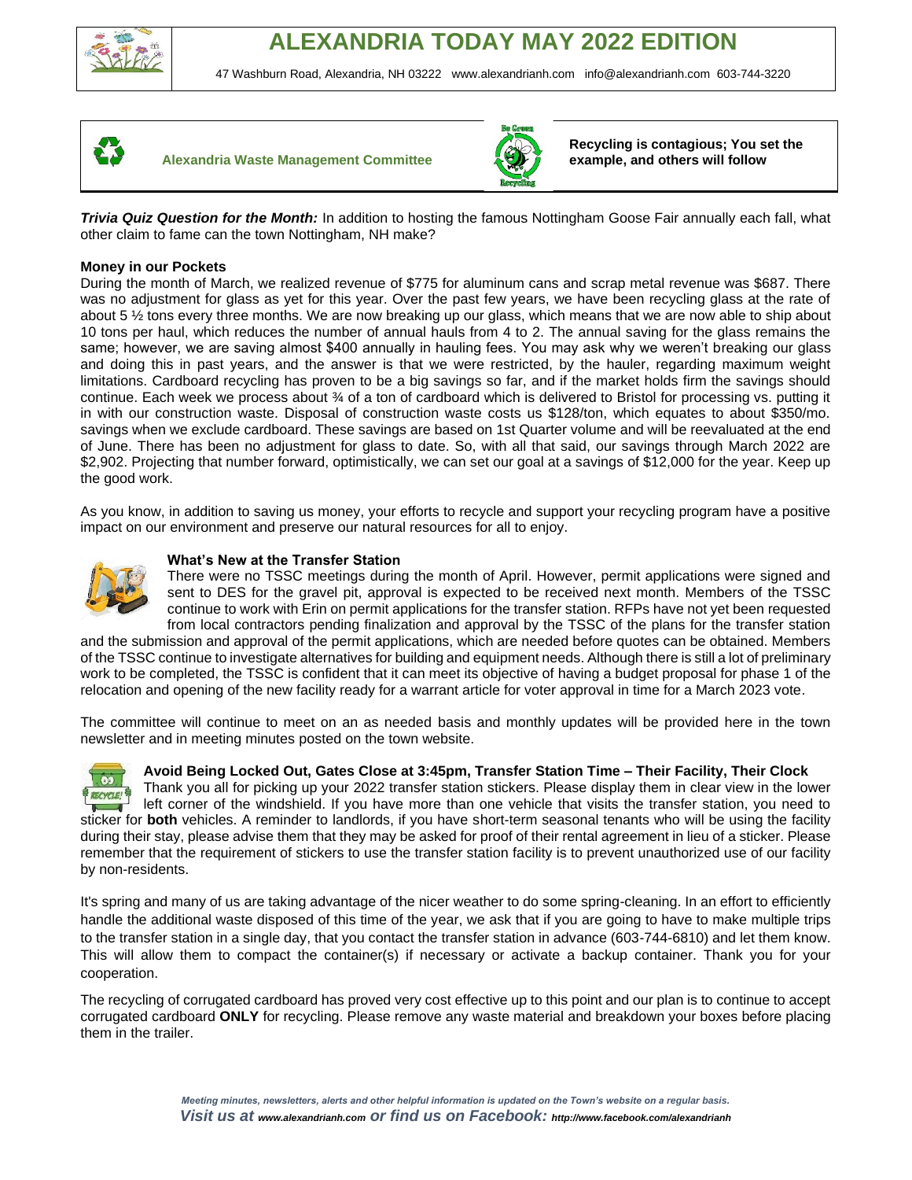# ALEXANDRIA TODAY MAY 2022 EDITION

47 Washburn Road, Alexandria, NH 03222 www.alexandrianh.com info@alexandrianh.com 603-744-3220

## Alexandria Waste Management Committee

**Recycling is contagious; You set the example, and others will follow**

***Trivia Quiz Question for the Month:*** In addition to hosting the famous Nottingham Goose Fair annually each fall, what other claim to fame can the town Nottingham, NH make?

**Money in our Pockets**

During the month of March, we realized revenue of $775 for aluminum cans and scrap metal revenue was $687. There was no adjustment for glass as yet for this year. Over the past few years, we have been recycling glass at the rate of about 5 ½ tons every three months. We are now breaking up our glass, which means that we are now able to ship about 10 tons per haul, which reduces the number of annual hauls from 4 to 2. The annual saving for the glass remains the same; however, we are saving almost $400 annually in hauling fees. You may ask why we weren't breaking our glass and doing this in past years, and the answer is that we were restricted, by the hauler, regarding maximum weight limitations. Cardboard recycling has proven to be a big savings so far, and if the market holds firm the savings should continue. Each week we process about ¾ of a ton of cardboard which is delivered to Bristol for processing vs. putting it in with our construction waste. Disposal of construction waste costs us $128/ton, which equates to about $350/mo. savings when we exclude cardboard. These savings are based on 1st Quarter volume and will be reevaluated at the end of June. There has been no adjustment for glass to date. So, with all that said, our savings through March 2022 are $2,902. Projecting that number forward, optimistically, we can set our goal at a savings of $12,000 for the year. Keep up the good work.

As you know, in addition to saving us money, your efforts to recycle and support your recycling program have a positive impact on our environment and preserve our natural resources for all to enjoy.

**What's New at the Transfer Station**

There were no TSSC meetings during the month of April. However, permit applications were signed and sent to DES for the gravel pit, approval is expected to be received next month. Members of the TSSC continue to work with Erin on permit applications for the transfer station. RFPs have not yet been requested from local contractors pending finalization and approval by the TSSC of the plans for the transfer station and the submission and approval of the permit applications, which are needed before quotes can be obtained. Members of the TSSC continue to investigate alternatives for building and equipment needs. Although there is still a lot of preliminary work to be completed, the TSSC is confident that it can meet its objective of having a budget proposal for phase 1 of the relocation and opening of the new facility ready for a warrant article for voter approval in time for a March 2023 vote.

The committee will continue to meet on an as needed basis and monthly updates will be provided here in the town newsletter and in meeting minutes posted on the town website.

**Avoid Being Locked Out, Gates Close at 3:45pm, Transfer Station Time – Their Facility, Their Clock**

Thank you all for picking up your 2022 transfer station stickers. Please display them in clear view in the lower left corner of the windshield. If you have more than one vehicle that visits the transfer station, you need to sticker for **both** vehicles. A reminder to landlords, if you have short-term seasonal tenants who will be using the facility during their stay, please advise them that they may be asked for proof of their rental agreement in lieu of a sticker. Please remember that the requirement of stickers to use the transfer station facility is to prevent unauthorized use of our facility by non-residents.

It's spring and many of us are taking advantage of the nicer weather to do some spring-cleaning. In an effort to efficiently handle the additional waste disposed of this time of the year, we ask that if you are going to have to make multiple trips to the transfer station in a single day, that you contact the transfer station in advance (603-744-6810) and let them know. This will allow them to compact the container(s) if necessary or activate a backup container. Thank you for your cooperation.

The recycling of corrugated cardboard has proved very cost effective up to this point and our plan is to continue to accept corrugated cardboard **ONLY** for recycling. Please remove any waste material and breakdown your boxes before placing them in the trailer.

*Meeting minutes, newsletters, alerts and other helpful information is updated on the Town's website on a regular basis.*
*Visit us at www.alexandrianh.com or find us on Facebook: http://www.facebook.com/alexandrianh*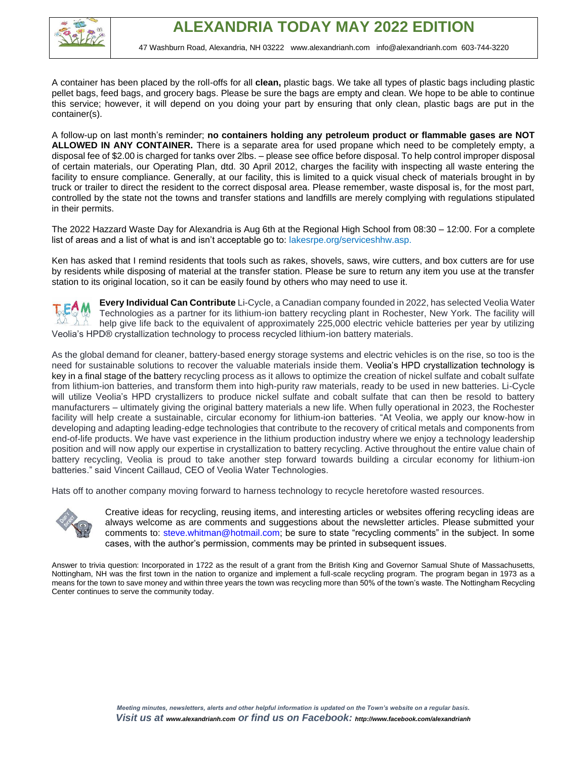A container has been placed by the roll-offs for all **clean,** plastic bags. We take all types of plastic bags including plastic pellet bags, feed bags, and grocery bags. Please be sure the bags are empty and clean. We hope to be able to continue this service; however, it will depend on you doing your part by ensuring that only clean, plastic bags are put in the container(s).

A follow-up on last month's reminder; **no containers holding any petroleum product or flammable gases are NOT ALLOWED IN ANY CONTAINER.** There is a separate area for used propane which need to be completely empty, a disposal fee of $2.00 is charged for tanks over 2lbs. – please see office before disposal. To help control improper disposal of certain materials, our Operating Plan, dtd. 30 April 2012, charges the facility with inspecting all waste entering the facility to ensure compliance. Generally, at our facility, this is limited to a quick visual check of materials brought in by truck or trailer to direct the resident to the correct disposal area. Please remember, waste disposal is, for the most part, controlled by the state not the towns and transfer stations and landfills are merely complying with regulations stipulated in their permits.

The 2022 Hazzard Waste Day for Alexandria is Aug 6th at the Regional High School from 08:30 – 12:00. For a complete list of areas and a list of what is and isn't acceptable go to: lakesrpe.org/serviceshhw.asp.

Ken has asked that I remind residents that tools such as rakes, shovels, saws, wire cutters, and box cutters are for use by residents while disposing of material at the transfer station. Please be sure to return any item you use at the transfer station to its original location, so it can be easily found by others who may need to use it.

**Every Individual Can Contribute** Li-Cycle, a Canadian company founded in 2022, has selected Veolia Water Technologies as a partner for its lithium-ion battery recycling plant in Rochester, New York. The facility will help give life back to the equivalent of approximately 225,000 electric vehicle batteries per year by utilizing Veolia's HPD® crystallization technology to process recycled lithium-ion battery materials.

As the global demand for cleaner, battery-based energy storage systems and electric vehicles is on the rise, so too is the need for sustainable solutions to recover the valuable materials inside them. Veolia's HPD crystallization technology is key in a final stage of the battery recycling process as it allows to optimize the creation of nickel sulfate and cobalt sulfate from lithium-ion batteries, and transform them into high-purity raw materials, ready to be used in new batteries. Li-Cycle will utilize Veolia's HPD crystallizers to produce nickel sulfate and cobalt sulfate that can then be resold to battery manufacturers – ultimately giving the original battery materials a new life. When fully operational in 2023, the Rochester facility will help create a sustainable, circular economy for lithium-ion batteries. "At Veolia, we apply our know-how in developing and adapting leading-edge technologies that contribute to the recovery of critical metals and components from end-of-life products. We have vast experience in the lithium production industry where we enjoy a technology leadership position and will now apply our expertise in crystallization to battery recycling. Active throughout the entire value chain of battery recycling, Veolia is proud to take another step forward towards building a circular economy for lithium-ion batteries." said Vincent Caillaud, CEO of Veolia Water Technologies.

Hats off to another company moving forward to harness technology to recycle heretofore wasted resources.

Creative ideas for recycling, reusing items, and interesting articles or websites offering recycling ideas are always welcome as are comments and suggestions about the newsletter articles. Please submitted your comments to: steve.whitman@hotmail.com; be sure to state "recycling comments" in the subject. In some cases, with the author's permission, comments may be printed in subsequent issues.

Answer to trivia question: Incorporated in 1722 as the result of a grant from the British King and Governor Samual Shute of Massachusetts, Nottingham, NH was the first town in the nation to organize and implement a full-scale recycling program. The program began in 1973 as a means for the town to save money and within three years the town was recycling more than 50% of the town's waste. The Nottingham Recycling Center continues to serve the community today.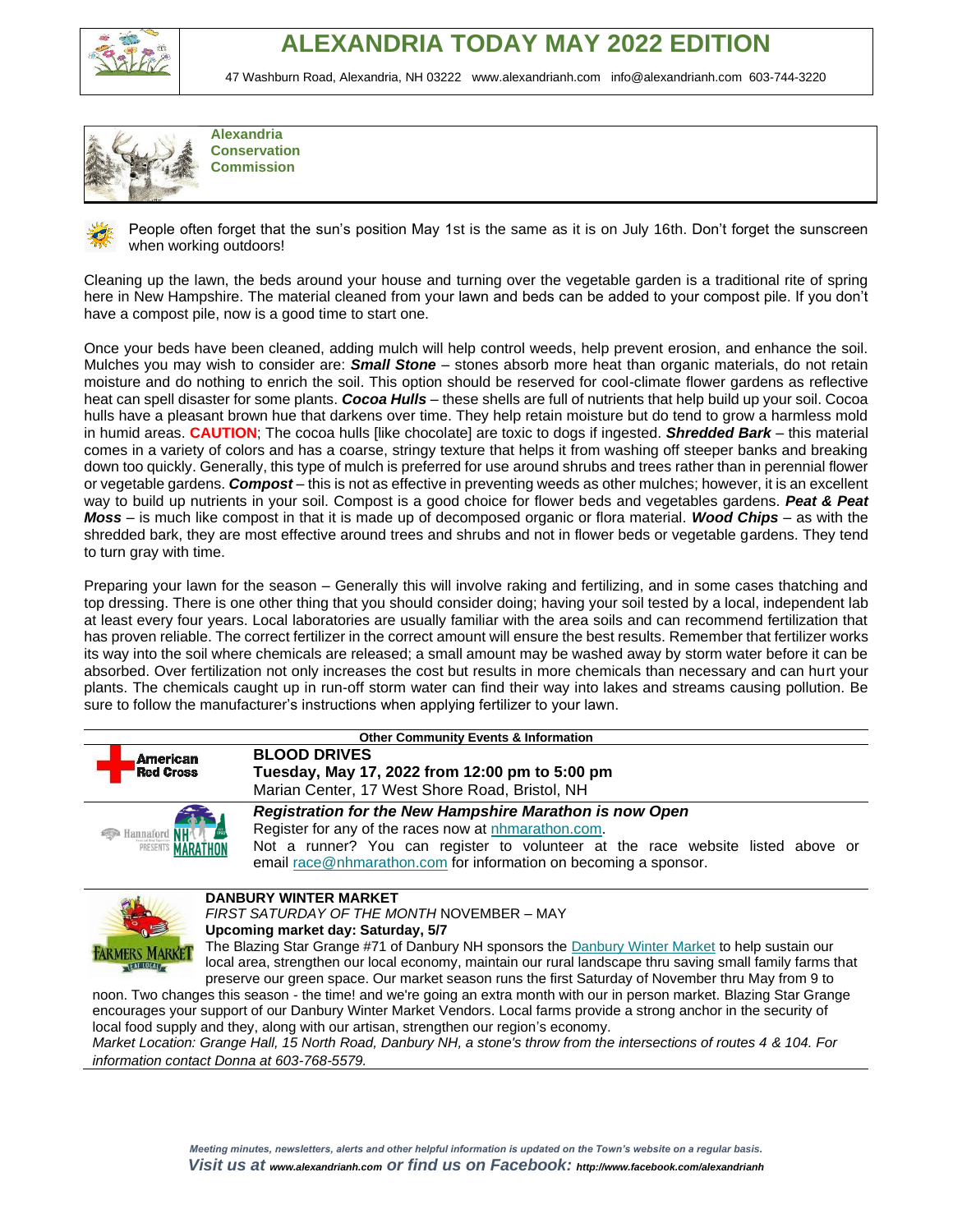# ALEXANDRIA TODAY MAY 2022 EDITION

47 Washburn Road, Alexandria, NH 03222 www.alexandrianh.com info@alexandrianh.com 603-744-3220

## Alexandria Conservation Commission

People often forget that the sun's position May 1st is the same as it is on July 16th. Don't forget the sunscreen when working outdoors!

Cleaning up the lawn, the beds around your house and turning over the vegetable garden is a traditional rite of spring here in New Hampshire. The material cleaned from your lawn and beds can be added to your compost pile. If you don't have a compost pile, now is a good time to start one.

Once your beds have been cleaned, adding mulch will help control weeds, help prevent erosion, and enhance the soil. Mulches you may wish to consider are: ***Small Stone*** – stones absorb more heat than organic materials, do not retain moisture and do nothing to enrich the soil. This option should be reserved for cool-climate flower gardens as reflective heat can spell disaster for some plants. ***Cocoa Hulls*** – these shells are full of nutrients that help build up your soil. Cocoa hulls have a pleasant brown hue that darkens over time. They help retain moisture but do tend to grow a harmless mold in humid areas. **CAUTION**; The cocoa hulls [like chocolate] are toxic to dogs if ingested. ***Shredded Bark*** – this material comes in a variety of colors and has a coarse, stringy texture that helps it from washing off steeper banks and breaking down too quickly. Generally, this type of mulch is preferred for use around shrubs and trees rather than in perennial flower or vegetable gardens. ***Compost*** – this is not as effective in preventing weeds as other mulches; however, it is an excellent way to build up nutrients in your soil. Compost is a good choice for flower beds and vegetables gardens. ***Peat & Peat Moss*** – is much like compost in that it is made up of decomposed organic or flora material. ***Wood Chips*** – as with the shredded bark, they are most effective around trees and shrubs and not in flower beds or vegetable gardens. They tend to turn gray with time.

Preparing your lawn for the season – Generally this will involve raking and fertilizing, and in some cases thatching and top dressing. There is one other thing that you should consider doing; having your soil tested by a local, independent lab at least every four years. Local laboratories are usually familiar with the area soils and can recommend fertilization that has proven reliable. The correct fertilizer in the correct amount will ensure the best results. Remember that fertilizer works its way into the soil where chemicals are released; a small amount may be washed away by storm water before it can be absorbed. Over fertilization not only increases the cost but results in more chemicals than necessary and can hurt your plants. The chemicals caught up in run-off storm water can find their way into lakes and streams causing pollution. Be sure to follow the manufacturer's instructions when applying fertilizer to your lawn.

### Other Community Events & Information

American Red Cross

**BLOOD DRIVES**
**Tuesday, May 17, 2022 from 12:00 pm to 5:00 pm**
Marian Center, 17 West Shore Road, Bristol, NH

Hannaford presents NH Marathon

***Registration for the New Hampshire Marathon is now Open***
Register for any of the races now at nhmarathon.com.
Not a runner? You can register to volunteer at the race website listed above or email race@nhmarathon.com for information on becoming a sponsor.

Farmers Market – Eat Local

**DANBURY WINTER MARKET**
*FIRST SATURDAY OF THE MONTH* NOVEMBER – MAY
**Upcoming market day: Saturday, 5/7**
The Blazing Star Grange #71 of Danbury NH sponsors the Danbury Winter Market to help sustain our local area, strengthen our local economy, maintain our rural landscape thru saving small family farms that preserve our green space. Our market season runs the first Saturday of November thru May from 9 to noon. Two changes this season - the time! and we're going an extra month with our in person market. Blazing Star Grange encourages your support of our Danbury Winter Market Vendors. Local farms provide a strong anchor in the security of local food supply and they, along with our artisan, strengthen our region's economy.
*Market Location: Grange Hall, 15 North Road, Danbury NH, a stone's throw from the intersections of routes 4 & 104. For information contact Donna at 603-768-5579.*

*Meeting minutes, newsletters, alerts and other helpful information is updated on the Town's website on a regular basis.*
***Visit us at www.alexandrianh.com or find us on Facebook: http://www.facebook.com/alexandrianh***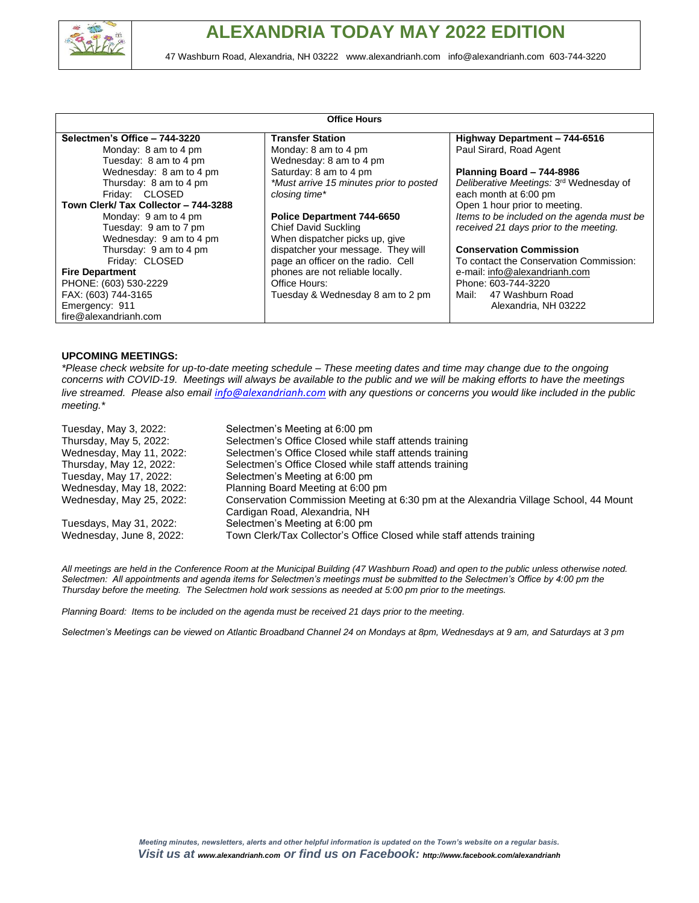# ALEXANDRIA TODAY MAY 2022 EDITION

47 Washburn Road, Alexandria, NH 03222 www.alexandrianh.com info@alexandrianh.com 603-744-3220

| Office Hours | | |
|---|---|---|
| **Selectmen's Office – 744-3220**<br>Monday: 8 am to 4 pm<br>Tuesday: 8 am to 4 pm<br>Wednesday: 8 am to 4 pm<br>Thursday: 8 am to 4 pm<br>Friday: CLOSED<br>**Town Clerk/ Tax Collector – 744-3288**<br>Monday: 9 am to 4 pm<br>Tuesday: 9 am to 7 pm<br>Wednesday: 9 am to 4 pm<br>Thursday: 9 am to 4 pm<br>Friday: CLOSED<br>**Fire Department**<br>PHONE: (603) 530-2229<br>FAX: (603) 744-3165<br>Emergency: 911<br>fire@alexandrianh.com | **Transfer Station**<br>Monday: 8 am to 4 pm<br>Wednesday: 8 am to 4 pm<br>Saturday: 8 am to 4 pm<br>*\*Must arrive 15 minutes prior to posted closing time\**<br><br>**Police Department 744-6650**<br>Chief David Suckling<br>When dispatcher picks up, give dispatcher your message. They will page an officer on the radio. Cell phones are not reliable locally.<br>Office Hours:<br>Tuesday & Wednesday 8 am to 2 pm | **Highway Department – 744-6516**<br>Paul Sirard, Road Agent<br><br>**Planning Board – 744-8986**<br>*Deliberative Meetings:* 3rd Wednesday of each month at 6:00 pm<br>Open 1 hour prior to meeting.<br>*Items to be included on the agenda must be received 21 days prior to the meeting.*<br><br>**Conservation Commission**<br>To contact the Conservation Commission:<br>e-mail: info@alexandrianh.com<br>Phone: 603-744-3220<br>Mail: 47 Washburn Road<br>Alexandria, NH 03222 |

**UPCOMING MEETINGS:**

*\*Please check website for up-to-date meeting schedule – These meeting dates and time may change due to the ongoing concerns with COVID-19. Meetings will always be available to the public and we will be making efforts to have the meetings live streamed. Please also email info@alexandrianh.com with any questions or concerns you would like included in the public meeting.\**

| | |
|---|---|
| Tuesday, May 3, 2022: | Selectmen's Meeting at 6:00 pm |
| Thursday, May 5, 2022: | Selectmen's Office Closed while staff attends training |
| Wednesday, May 11, 2022: | Selectmen's Office Closed while staff attends training |
| Thursday, May 12, 2022: | Selectmen's Office Closed while staff attends training |
| Tuesday, May 17, 2022: | Selectmen's Meeting at 6:00 pm |
| Wednesday, May 18, 2022: | Planning Board Meeting at 6:00 pm |
| Wednesday, May 25, 2022: | Conservation Commission Meeting at 6:30 pm at the Alexandria Village School, 44 Mount Cardigan Road, Alexandria, NH |
| Tuesdays, May 31, 2022: | Selectmen's Meeting at 6:00 pm |
| Wednesday, June 8, 2022: | Town Clerk/Tax Collector's Office Closed while staff attends training |

*All meetings are held in the Conference Room at the Municipal Building (47 Washburn Road) and open to the public unless otherwise noted. Selectmen: All appointments and agenda items for Selectmen's meetings must be submitted to the Selectmen's Office by 4:00 pm the Thursday before the meeting. The Selectmen hold work sessions as needed at 5:00 pm prior to the meetings.*

*Planning Board: Items to be included on the agenda must be received 21 days prior to the meeting.*

*Selectmen's Meetings can be viewed on Atlantic Broadband Channel 24 on Mondays at 8pm, Wednesdays at 9 am, and Saturdays at 3 pm*

***Meeting minutes, newsletters, alerts and other helpful information is updated on the Town's website on a regular basis.***

***Visit us at www.alexandrianh.com or find us on Facebook: http://www.facebook.com/alexandrianh***